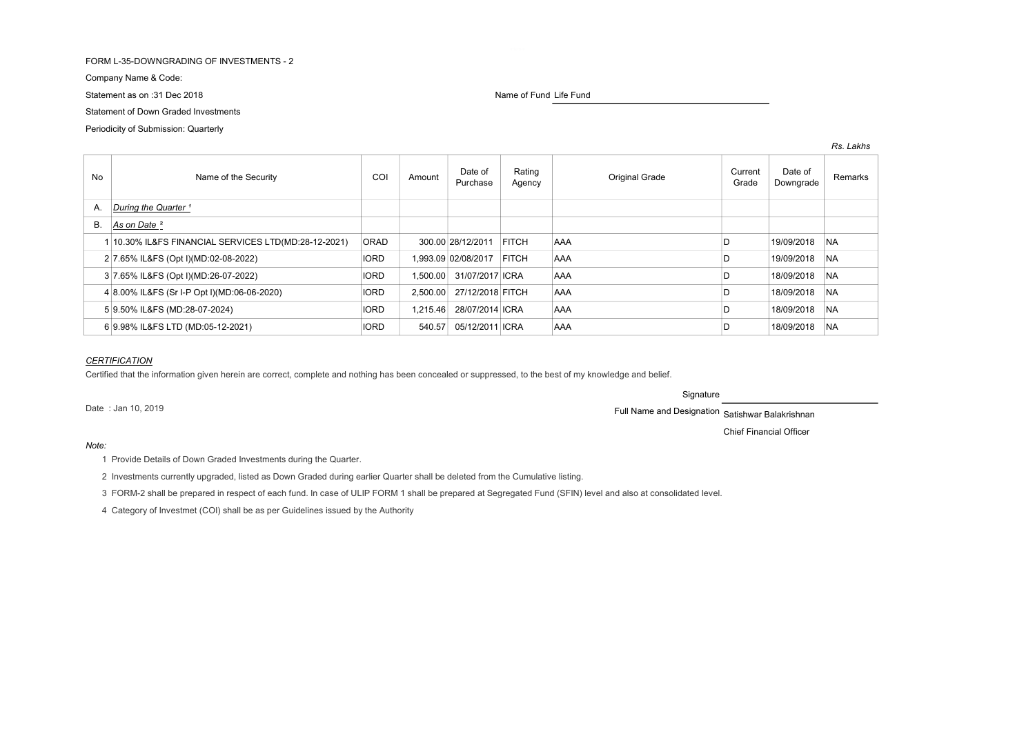FORM L-35-DOWNGRADING OF INVESTMENTS - 2

Company Name & Code:

Statement as on :31 Dec 2018

Name of Fund Life Fund

Statement of Down Graded Investments

Periodicity of Submission: Quarterly

*Rs. Lakhs*

| No | Name of the Security | COI | Amount | Date of Purchase | Rating Agency | Original Grade | Current Grade | Date of Downgrade | Remarks |
|---|---|---|---|---|---|---|---|---|---|
| A. | *During the Quarter [1]* | | | | | | | | |
| B. | *As on Date [2]* | | | | | | | | |
| 1 | 10.30% IL&FS FINANCIAL SERVICES LTD(MD:28-12-2021) | ORAD | 300.00 | 28/12/2011 | FITCH | AAA | D | 19/09/2018 | NA |
| 2 | 7.65% IL&FS (Opt I)(MD:02-08-2022) | IORD | 1,993.09 | 02/08/2017 | FITCH | AAA | D | 19/09/2018 | NA |
| 3 | 7.65% IL&FS (Opt I)(MD:26-07-2022) | IORD | 1,500.00 | 31/07/2017 | ICRA | AAA | D | 18/09/2018 | NA |
| 4 | 8.00% IL&FS (Sr I-P Opt I)(MD:06-06-2020) | IORD | 2,500.00 | 27/12/2018 | FITCH | AAA | D | 18/09/2018 | NA |
| 5 | 9.50% IL&FS (MD:28-07-2024) | IORD | 1,215.46 | 28/07/2014 | ICRA | AAA | D | 18/09/2018 | NA |
| 6 | 9.98% IL&FS LTD (MD:05-12-2021) | IORD | 540.57 | 05/12/2011 | ICRA | AAA | D | 18/09/2018 | NA |

*CERTIFICATION*

Certified that the information given herein are correct, complete and nothing has been concealed or suppressed, to the best of my knowledge and belief.

Signature

Date : Jan 10, 2019

Full Name and Designation Satishwar Balakrishnan

Chief Financial Officer

*Note:*

1 Provide Details of Down Graded Investments during the Quarter.

2 Investments currently upgraded, listed as Down Graded during earlier Quarter shall be deleted from the Cumulative listing.

3 FORM-2 shall be prepared in respect of each fund. In case of ULIP FORM 1 shall be prepared at Segregated Fund (SFIN) level and also at consolidated level.

4 Category of Investmet (COI) shall be as per Guidelines issued by the Authority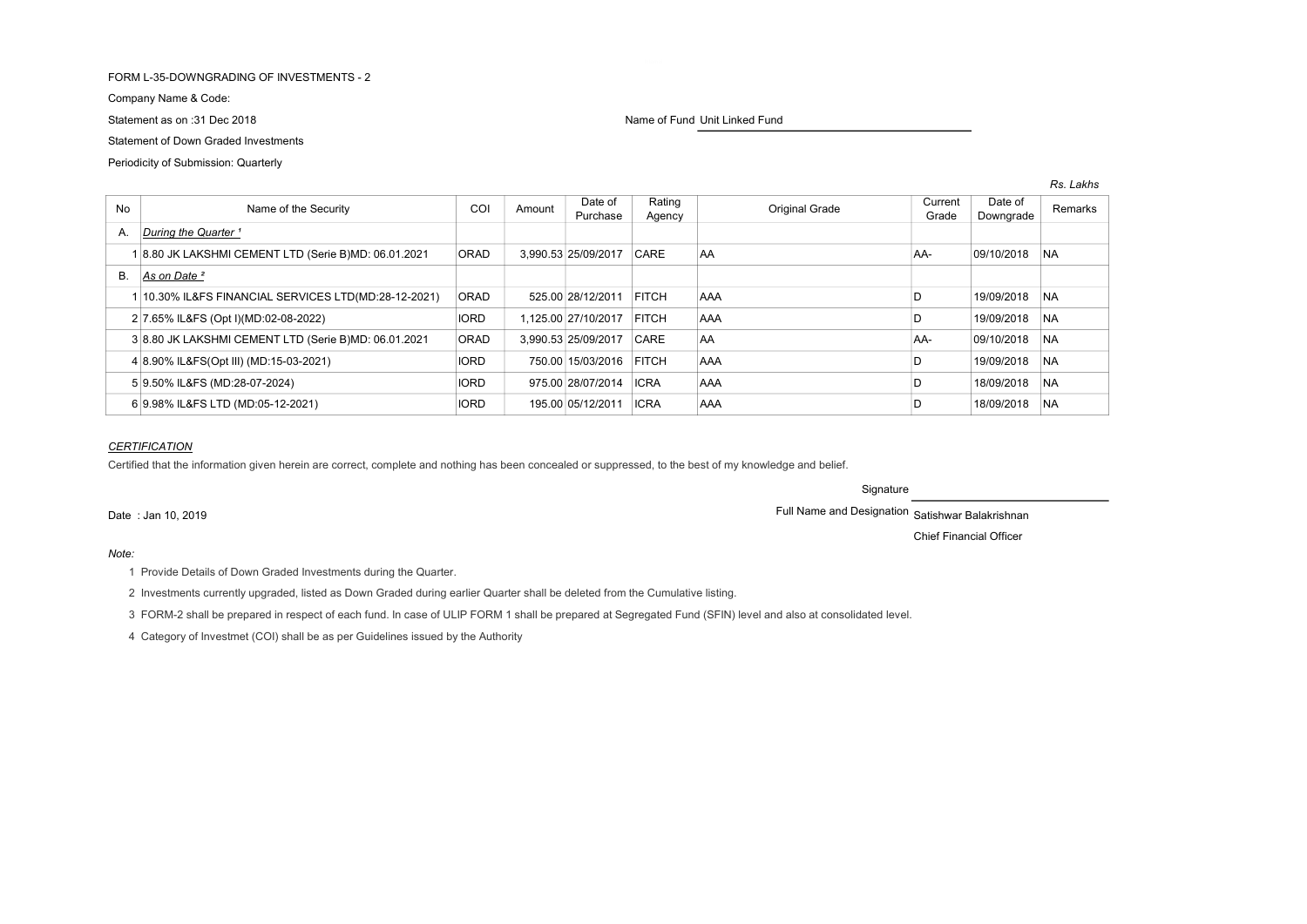FORM L-35-DOWNGRADING OF INVESTMENTS - 2

Company Name & Code:

Statement as on :31 Dec 2018

Name of Fund Unit Linked Fund

Statement of Down Graded Investments

Periodicity of Submission: Quarterly

*Rs. Lakhs*

| No | Name of the Security | COI | Amount | Date of Purchase | Rating Agency | Original Grade | Current Grade | Date of Downgrade | Remarks |
|---|---|---|---|---|---|---|---|---|---|
| A. | *During the Quarter* [1] | | | | | | | | |
| 1 | 8.80 JK LAKSHMI CEMENT LTD (Serie B)MD: 06.01.2021 | ORAD | 3,990.53 | 25/09/2017 | CARE | AA | AA- | 09/10/2018 | NA |
| B. | *As on Date* [2] | | | | | | | | |
| 1 | 10.30% IL&FS FINANCIAL SERVICES LTD(MD:28-12-2021) | ORAD | 525.00 | 28/12/2011 | FITCH | AAA | D | 19/09/2018 | NA |
| 2 | 7.65% IL&FS (Opt I)(MD:02-08-2022) | IORD | 1,125.00 | 27/10/2017 | FITCH | AAA | D | 19/09/2018 | NA |
| 3 | 8.80 JK LAKSHMI CEMENT LTD (Serie B)MD: 06.01.2021 | ORAD | 3,990.53 | 25/09/2017 | CARE | AA | AA- | 09/10/2018 | NA |
| 4 | 8.90% IL&FS(Opt III) (MD:15-03-2021) | IORD | 750.00 | 15/03/2016 | FITCH | AAA | D | 19/09/2018 | NA |
| 5 | 9.50% IL&FS (MD:28-07-2024) | IORD | 975.00 | 28/07/2014 | ICRA | AAA | D | 18/09/2018 | NA |
| 6 | 9.98% IL&FS LTD (MD:05-12-2021) | IORD | 195.00 | 05/12/2011 | ICRA | AAA | D | 18/09/2018 | NA |

*CERTIFICATION*

Certified that the information given herein are correct, complete and nothing has been concealed or suppressed, to the best of my knowledge and belief.

Signature

Date : Jan 10, 2019

Full Name and Designation Satishwar Balakrishnan

Chief Financial Officer

*Note:*

1 Provide Details of Down Graded Investments during the Quarter.

2 Investments currently upgraded, listed as Down Graded during earlier Quarter shall be deleted from the Cumulative listing.

3 FORM-2 shall be prepared in respect of each fund. In case of ULIP FORM 1 shall be prepared at Segregated Fund (SFIN) level and also at consolidated level.

4 Category of Investmet (COI) shall be as per Guidelines issued by the Authority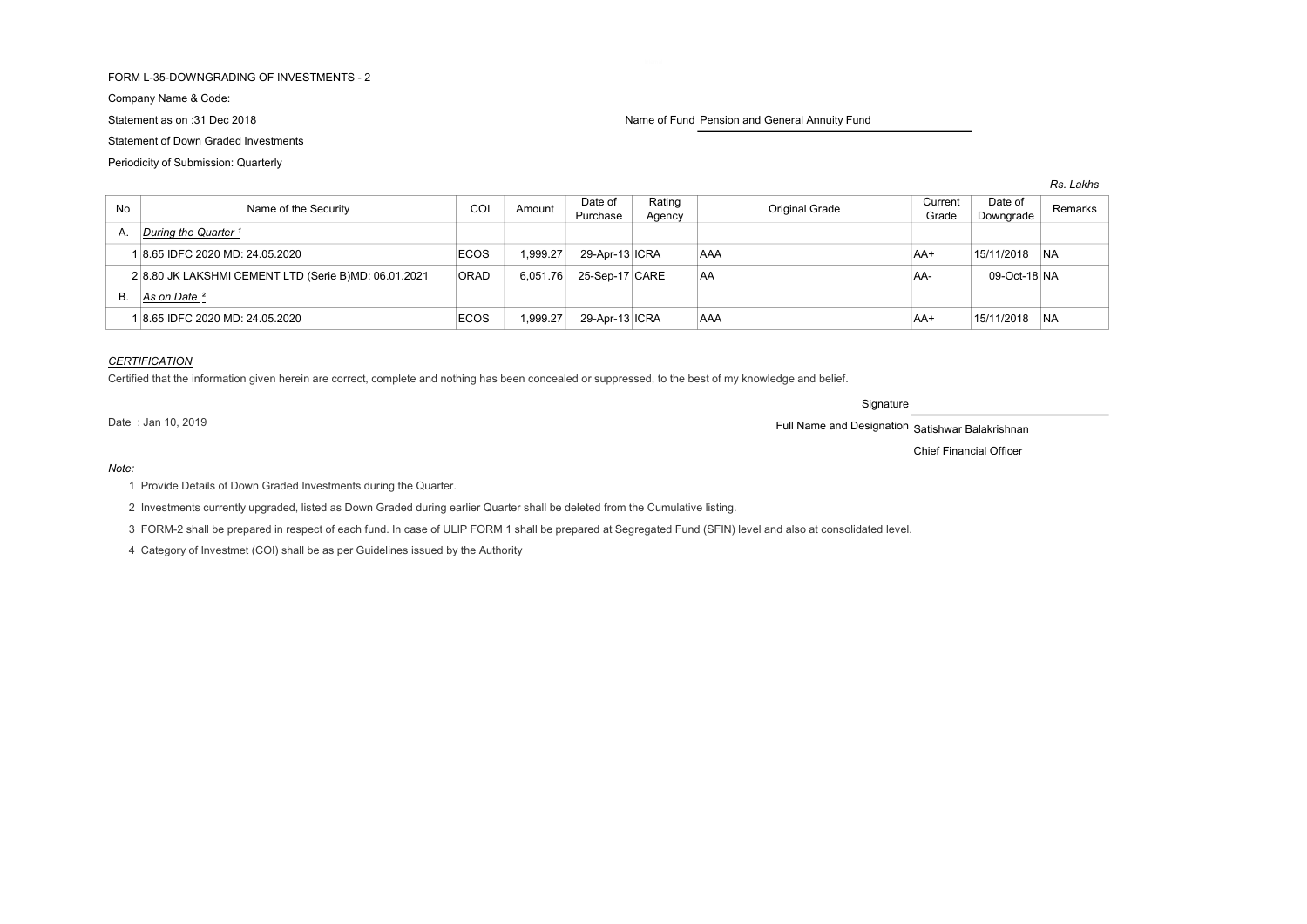FORM L-35-DOWNGRADING OF INVESTMENTS - 2

Company Name & Code:

Statement as on :31 Dec 2018

Name of Fund Pension and General Annuity Fund

Statement of Down Graded Investments

Periodicity of Submission: Quarterly

*Rs. Lakhs*

| No | Name of the Security | COI | Amount | Date of Purchase | Rating Agency | Original Grade | Current Grade | Date of Downgrade | Remarks |
|---|---|---|---|---|---|---|---|---|---|
| A. | *During the Quarter* [1] | | | | | | | | |
| 1 | 8.65 IDFC 2020 MD: 24.05.2020 | ECOS | 1,999.27 | 29-Apr-13 | ICRA | AAA | AA+ | 15/11/2018 | NA |
| 2 | 8.80 JK LAKSHMI CEMENT LTD (Serie B)MD: 06.01.2021 | ORAD | 6,051.76 | 25-Sep-17 | CARE | AA | AA- | 09-Oct-18 | NA |
| B. | *As on Date* [2] | | | | | | | | |
| 1 | 8.65 IDFC 2020 MD: 24.05.2020 | ECOS | 1,999.27 | 29-Apr-13 | ICRA | AAA | AA+ | 15/11/2018 | NA |

*CERTIFICATION*

Certified that the information given herein are correct, complete and nothing has been concealed or suppressed, to the best of my knowledge and belief.

Signature

Date : Jan 10, 2019

Full Name and Designation Satishwar Balakrishnan

Chief Financial Officer

*Note:*

1 Provide Details of Down Graded Investments during the Quarter.

2 Investments currently upgraded, listed as Down Graded during earlier Quarter shall be deleted from the Cumulative listing.

3 FORM-2 shall be prepared in respect of each fund. In case of ULIP FORM 1 shall be prepared at Segregated Fund (SFIN) level and also at consolidated level.

4 Category of Investmet (COI) shall be as per Guidelines issued by the Authority